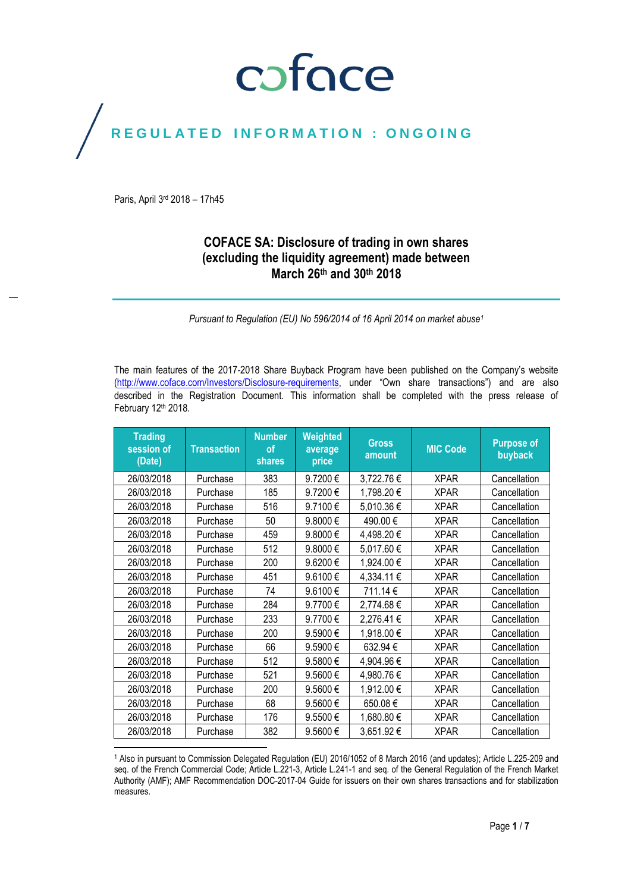coface

REGULATED INFORMATION : ONGOING

Paris, April 3rd 2018 – 17h45

# COFACE SA: Disclosure of trading in own shares (excluding the liquidity agreement) made between March 26th and 30th 2018

*Pursuant to Regulation (EU) No 596/2014 of 16 April 2014 on market abuse[1]*

The main features of the 2017-2018 Share Buyback Program have been published on the Company's website (http://www.coface.com/Investors/Disclosure-requirements, under "Own share transactions") and are also described in the Registration Document. This information shall be completed with the press release of February 12th 2018.

| Trading session of (Date) | Transaction | Number of shares | Weighted average price | Gross amount | MIC Code | Purpose of buyback |
|---|---|---|---|---|---|---|
| 26/03/2018 | Purchase | 383 | 9.7200 € | 3,722.76 € | XPAR | Cancellation |
| 26/03/2018 | Purchase | 185 | 9.7200 € | 1,798.20 € | XPAR | Cancellation |
| 26/03/2018 | Purchase | 516 | 9.7100 € | 5,010.36 € | XPAR | Cancellation |
| 26/03/2018 | Purchase | 50 | 9.8000 € | 490.00 € | XPAR | Cancellation |
| 26/03/2018 | Purchase | 459 | 9.8000 € | 4,498.20 € | XPAR | Cancellation |
| 26/03/2018 | Purchase | 512 | 9.8000 € | 5,017.60 € | XPAR | Cancellation |
| 26/03/2018 | Purchase | 200 | 9.6200 € | 1,924.00 € | XPAR | Cancellation |
| 26/03/2018 | Purchase | 451 | 9.6100 € | 4,334.11 € | XPAR | Cancellation |
| 26/03/2018 | Purchase | 74 | 9.6100 € | 711.14 € | XPAR | Cancellation |
| 26/03/2018 | Purchase | 284 | 9.7700 € | 2,774.68 € | XPAR | Cancellation |
| 26/03/2018 | Purchase | 233 | 9.7700 € | 2,276.41 € | XPAR | Cancellation |
| 26/03/2018 | Purchase | 200 | 9.5900 € | 1,918.00 € | XPAR | Cancellation |
| 26/03/2018 | Purchase | 66 | 9.5900 € | 632.94 € | XPAR | Cancellation |
| 26/03/2018 | Purchase | 512 | 9.5800 € | 4,904.96 € | XPAR | Cancellation |
| 26/03/2018 | Purchase | 521 | 9.5600 € | 4,980.76 € | XPAR | Cancellation |
| 26/03/2018 | Purchase | 200 | 9.5600 € | 1,912.00 € | XPAR | Cancellation |
| 26/03/2018 | Purchase | 68 | 9.5600 € | 650.08 € | XPAR | Cancellation |
| 26/03/2018 | Purchase | 176 | 9.5500 € | 1,680.80 € | XPAR | Cancellation |
| 26/03/2018 | Purchase | 382 | 9.5600 € | 3,651.92 € | XPAR | Cancellation |

[1] Also in pursuant to Commission Delegated Regulation (EU) 2016/1052 of 8 March 2016 (and updates); Article L.225-209 and seq. of the French Commercial Code; Article L.221-3, Article L.241-1 and seq. of the General Regulation of the French Market Authority (AMF); AMF Recommendation DOC-2017-04 Guide for issuers on their own shares transactions and for stabilization measures.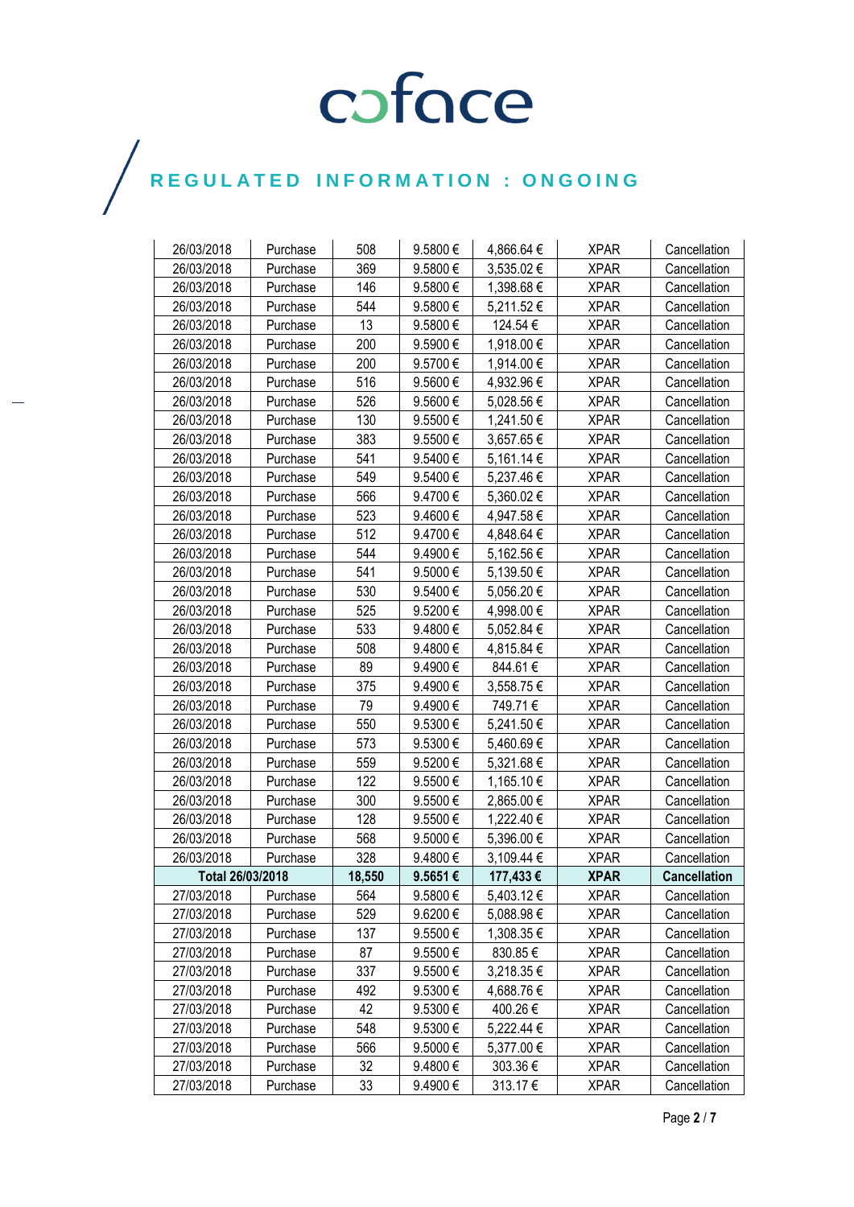| 26/03/2018 | Purchase | 508 | 9.5800 € | 4,866.64 € | XPAR | Cancellation |
|---|---|---|---|---|---|---|
| 26/03/2018 | Purchase | 369 | 9.5800 € | 3,535.02 € | XPAR | Cancellation |
| 26/03/2018 | Purchase | 146 | 9.5800 € | 1,398.68 € | XPAR | Cancellation |
| 26/03/2018 | Purchase | 544 | 9.5800 € | 5,211.52 € | XPAR | Cancellation |
| 26/03/2018 | Purchase | 13 | 9.5800 € | 124.54 € | XPAR | Cancellation |
| 26/03/2018 | Purchase | 200 | 9.5900 € | 1,918.00 € | XPAR | Cancellation |
| 26/03/2018 | Purchase | 200 | 9.5700 € | 1,914.00 € | XPAR | Cancellation |
| 26/03/2018 | Purchase | 516 | 9.5600 € | 4,932.96 € | XPAR | Cancellation |
| 26/03/2018 | Purchase | 526 | 9.5600 € | 5,028.56 € | XPAR | Cancellation |
| 26/03/2018 | Purchase | 130 | 9.5500 € | 1,241.50 € | XPAR | Cancellation |
| 26/03/2018 | Purchase | 383 | 9.5500 € | 3,657.65 € | XPAR | Cancellation |
| 26/03/2018 | Purchase | 541 | 9.5400 € | 5,161.14 € | XPAR | Cancellation |
| 26/03/2018 | Purchase | 549 | 9.5400 € | 5,237.46 € | XPAR | Cancellation |
| 26/03/2018 | Purchase | 566 | 9.4700 € | 5,360.02 € | XPAR | Cancellation |
| 26/03/2018 | Purchase | 523 | 9.4600 € | 4,947.58 € | XPAR | Cancellation |
| 26/03/2018 | Purchase | 512 | 9.4700 € | 4,848.64 € | XPAR | Cancellation |
| 26/03/2018 | Purchase | 544 | 9.4900 € | 5,162.56 € | XPAR | Cancellation |
| 26/03/2018 | Purchase | 541 | 9.5000 € | 5,139.50 € | XPAR | Cancellation |
| 26/03/2018 | Purchase | 530 | 9.5400 € | 5,056.20 € | XPAR | Cancellation |
| 26/03/2018 | Purchase | 525 | 9.5200 € | 4,998.00 € | XPAR | Cancellation |
| 26/03/2018 | Purchase | 533 | 9.4800 € | 5,052.84 € | XPAR | Cancellation |
| 26/03/2018 | Purchase | 508 | 9.4800 € | 4,815.84 € | XPAR | Cancellation |
| 26/03/2018 | Purchase | 89 | 9.4900 € | 844.61 € | XPAR | Cancellation |
| 26/03/2018 | Purchase | 375 | 9.4900 € | 3,558.75 € | XPAR | Cancellation |
| 26/03/2018 | Purchase | 79 | 9.4900 € | 749.71 € | XPAR | Cancellation |
| 26/03/2018 | Purchase | 550 | 9.5300 € | 5,241.50 € | XPAR | Cancellation |
| 26/03/2018 | Purchase | 573 | 9.5300 € | 5,460.69 € | XPAR | Cancellation |
| 26/03/2018 | Purchase | 559 | 9.5200 € | 5,321.68 € | XPAR | Cancellation |
| 26/03/2018 | Purchase | 122 | 9.5500 € | 1,165.10 € | XPAR | Cancellation |
| 26/03/2018 | Purchase | 300 | 9.5500 € | 2,865.00 € | XPAR | Cancellation |
| 26/03/2018 | Purchase | 128 | 9.5500 € | 1,222.40 € | XPAR | Cancellation |
| 26/03/2018 | Purchase | 568 | 9.5000 € | 5,396.00 € | XPAR | Cancellation |
| 26/03/2018 | Purchase | 328 | 9.4800 € | 3,109.44 € | XPAR | Cancellation |
| **Total 26/03/2018** | | **18,550** | **9.5651 €** | **177,433 €** | **XPAR** | **Cancellation** |
| 27/03/2018 | Purchase | 564 | 9.5800 € | 5,403.12 € | XPAR | Cancellation |
| 27/03/2018 | Purchase | 529 | 9.6200 € | 5,088.98 € | XPAR | Cancellation |
| 27/03/2018 | Purchase | 137 | 9.5500 € | 1,308.35 € | XPAR | Cancellation |
| 27/03/2018 | Purchase | 87 | 9.5500 € | 830.85 € | XPAR | Cancellation |
| 27/03/2018 | Purchase | 337 | 9.5500 € | 3,218.35 € | XPAR | Cancellation |
| 27/03/2018 | Purchase | 492 | 9.5300 € | 4,688.76 € | XPAR | Cancellation |
| 27/03/2018 | Purchase | 42 | 9.5300 € | 400.26 € | XPAR | Cancellation |
| 27/03/2018 | Purchase | 548 | 9.5300 € | 5,222.44 € | XPAR | Cancellation |
| 27/03/2018 | Purchase | 566 | 9.5000 € | 5,377.00 € | XPAR | Cancellation |
| 27/03/2018 | Purchase | 32 | 9.4800 € | 303.36 € | XPAR | Cancellation |
| 27/03/2018 | Purchase | 33 | 9.4900 € | 313.17 € | XPAR | Cancellation |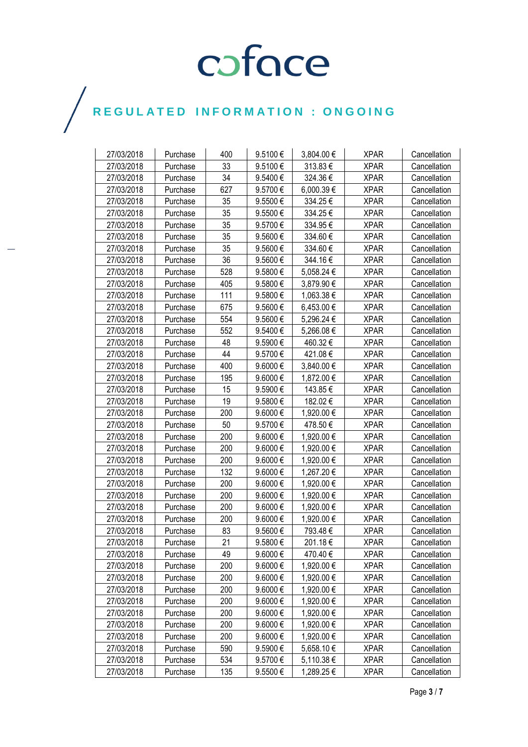| | | | | | | |
|---|---|---|---|---|---|---|
| 27/03/2018 | Purchase | 400 | 9.5100 € | 3,804.00 € | XPAR | Cancellation |
| 27/03/2018 | Purchase | 33 | 9.5100 € | 313.83 € | XPAR | Cancellation |
| 27/03/2018 | Purchase | 34 | 9.5400 € | 324.36 € | XPAR | Cancellation |
| 27/03/2018 | Purchase | 627 | 9.5700 € | 6,000.39 € | XPAR | Cancellation |
| 27/03/2018 | Purchase | 35 | 9.5500 € | 334.25 € | XPAR | Cancellation |
| 27/03/2018 | Purchase | 35 | 9.5500 € | 334.25 € | XPAR | Cancellation |
| 27/03/2018 | Purchase | 35 | 9.5700 € | 334.95 € | XPAR | Cancellation |
| 27/03/2018 | Purchase | 35 | 9.5600 € | 334.60 € | XPAR | Cancellation |
| 27/03/2018 | Purchase | 35 | 9.5600 € | 334.60 € | XPAR | Cancellation |
| 27/03/2018 | Purchase | 36 | 9.5600 € | 344.16 € | XPAR | Cancellation |
| 27/03/2018 | Purchase | 528 | 9.5800 € | 5,058.24 € | XPAR | Cancellation |
| 27/03/2018 | Purchase | 405 | 9.5800 € | 3,879.90 € | XPAR | Cancellation |
| 27/03/2018 | Purchase | 111 | 9.5800 € | 1,063.38 € | XPAR | Cancellation |
| 27/03/2018 | Purchase | 675 | 9.5600 € | 6,453.00 € | XPAR | Cancellation |
| 27/03/2018 | Purchase | 554 | 9.5600 € | 5,296.24 € | XPAR | Cancellation |
| 27/03/2018 | Purchase | 552 | 9.5400 € | 5,266.08 € | XPAR | Cancellation |
| 27/03/2018 | Purchase | 48 | 9.5900 € | 460.32 € | XPAR | Cancellation |
| 27/03/2018 | Purchase | 44 | 9.5700 € | 421.08 € | XPAR | Cancellation |
| 27/03/2018 | Purchase | 400 | 9.6000 € | 3,840.00 € | XPAR | Cancellation |
| 27/03/2018 | Purchase | 195 | 9.6000 € | 1,872.00 € | XPAR | Cancellation |
| 27/03/2018 | Purchase | 15 | 9.5900 € | 143.85 € | XPAR | Cancellation |
| 27/03/2018 | Purchase | 19 | 9.5800 € | 182.02 € | XPAR | Cancellation |
| 27/03/2018 | Purchase | 200 | 9.6000 € | 1,920.00 € | XPAR | Cancellation |
| 27/03/2018 | Purchase | 50 | 9.5700 € | 478.50 € | XPAR | Cancellation |
| 27/03/2018 | Purchase | 200 | 9.6000 € | 1,920.00 € | XPAR | Cancellation |
| 27/03/2018 | Purchase | 200 | 9.6000 € | 1,920.00 € | XPAR | Cancellation |
| 27/03/2018 | Purchase | 200 | 9.6000 € | 1,920.00 € | XPAR | Cancellation |
| 27/03/2018 | Purchase | 132 | 9.6000 € | 1,267.20 € | XPAR | Cancellation |
| 27/03/2018 | Purchase | 200 | 9.6000 € | 1,920.00 € | XPAR | Cancellation |
| 27/03/2018 | Purchase | 200 | 9.6000 € | 1,920.00 € | XPAR | Cancellation |
| 27/03/2018 | Purchase | 200 | 9.6000 € | 1,920.00 € | XPAR | Cancellation |
| 27/03/2018 | Purchase | 200 | 9.6000 € | 1,920.00 € | XPAR | Cancellation |
| 27/03/2018 | Purchase | 83 | 9.5600 € | 793.48 € | XPAR | Cancellation |
| 27/03/2018 | Purchase | 21 | 9.5800 € | 201.18 € | XPAR | Cancellation |
| 27/03/2018 | Purchase | 49 | 9.6000 € | 470.40 € | XPAR | Cancellation |
| 27/03/2018 | Purchase | 200 | 9.6000 € | 1,920.00 € | XPAR | Cancellation |
| 27/03/2018 | Purchase | 200 | 9.6000 € | 1,920.00 € | XPAR | Cancellation |
| 27/03/2018 | Purchase | 200 | 9.6000 € | 1,920.00 € | XPAR | Cancellation |
| 27/03/2018 | Purchase | 200 | 9.6000 € | 1,920.00 € | XPAR | Cancellation |
| 27/03/2018 | Purchase | 200 | 9.6000 € | 1,920.00 € | XPAR | Cancellation |
| 27/03/2018 | Purchase | 200 | 9.6000 € | 1,920.00 € | XPAR | Cancellation |
| 27/03/2018 | Purchase | 200 | 9.6000 € | 1,920.00 € | XPAR | Cancellation |
| 27/03/2018 | Purchase | 590 | 9.5900 € | 5,658.10 € | XPAR | Cancellation |
| 27/03/2018 | Purchase | 534 | 9.5700 € | 5,110.38 € | XPAR | Cancellation |
| 27/03/2018 | Purchase | 135 | 9.5500 € | 1,289.25 € | XPAR | Cancellation |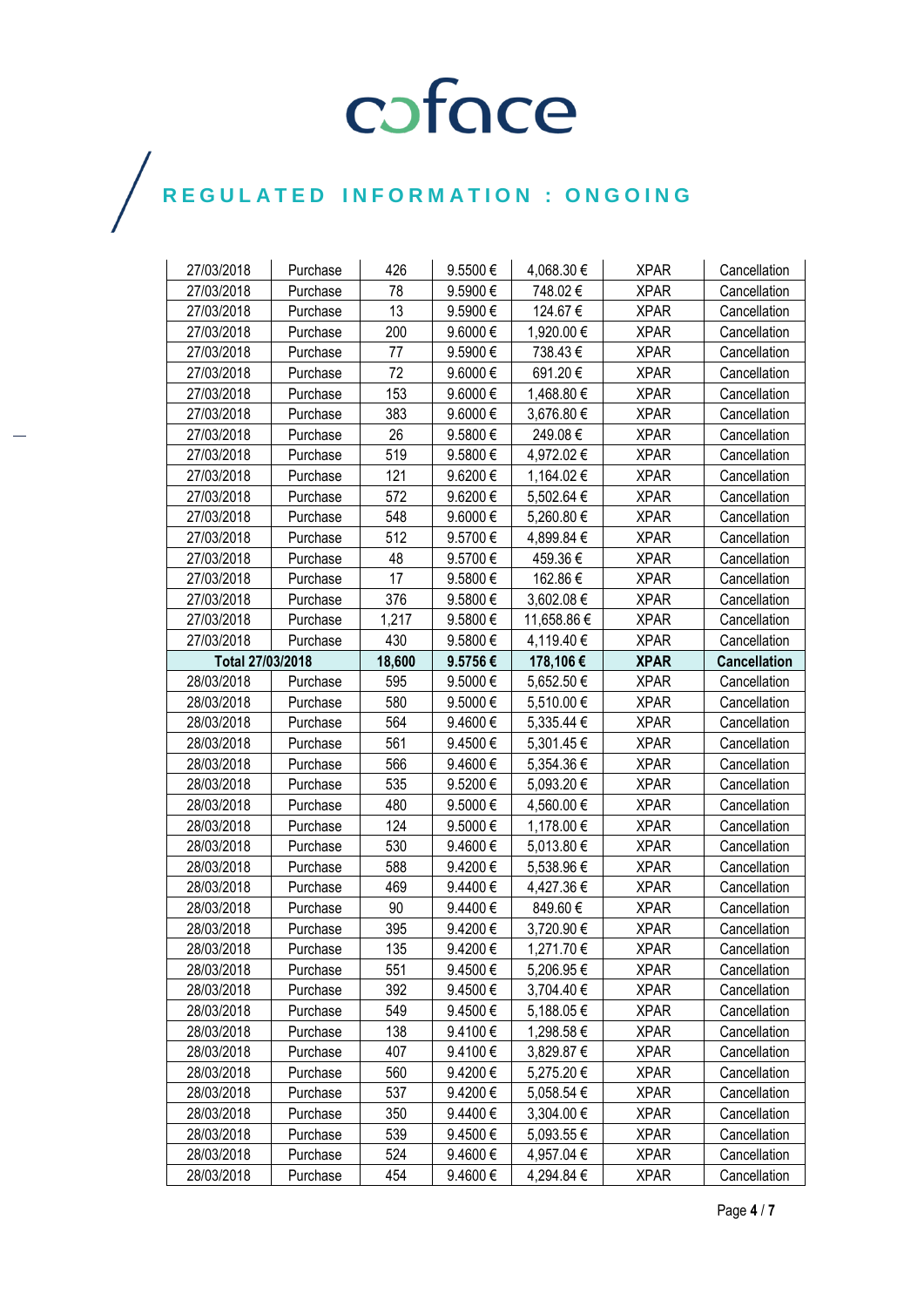# coface

## REGULATED INFORMATION : ONGOING

| | | | | | | |
|---|---|---|---|---|---|---|
| 27/03/2018 | Purchase | 426 | 9.5500 € | 4,068.30 € | XPAR | Cancellation |
| 27/03/2018 | Purchase | 78 | 9.5900 € | 748.02 € | XPAR | Cancellation |
| 27/03/2018 | Purchase | 13 | 9.5900 € | 124.67 € | XPAR | Cancellation |
| 27/03/2018 | Purchase | 200 | 9.6000 € | 1,920.00 € | XPAR | Cancellation |
| 27/03/2018 | Purchase | 77 | 9.5900 € | 738.43 € | XPAR | Cancellation |
| 27/03/2018 | Purchase | 72 | 9.6000 € | 691.20 € | XPAR | Cancellation |
| 27/03/2018 | Purchase | 153 | 9.6000 € | 1,468.80 € | XPAR | Cancellation |
| 27/03/2018 | Purchase | 383 | 9.6000 € | 3,676.80 € | XPAR | Cancellation |
| 27/03/2018 | Purchase | 26 | 9.5800 € | 249.08 € | XPAR | Cancellation |
| 27/03/2018 | Purchase | 519 | 9.5800 € | 4,972.02 € | XPAR | Cancellation |
| 27/03/2018 | Purchase | 121 | 9.6200 € | 1,164.02 € | XPAR | Cancellation |
| 27/03/2018 | Purchase | 572 | 9.6200 € | 5,502.64 € | XPAR | Cancellation |
| 27/03/2018 | Purchase | 548 | 9.6000 € | 5,260.80 € | XPAR | Cancellation |
| 27/03/2018 | Purchase | 512 | 9.5700 € | 4,899.84 € | XPAR | Cancellation |
| 27/03/2018 | Purchase | 48 | 9.5700 € | 459.36 € | XPAR | Cancellation |
| 27/03/2018 | Purchase | 17 | 9.5800 € | 162.86 € | XPAR | Cancellation |
| 27/03/2018 | Purchase | 376 | 9.5800 € | 3,602.08 € | XPAR | Cancellation |
| 27/03/2018 | Purchase | 1,217 | 9.5800 € | 11,658.86 € | XPAR | Cancellation |
| 27/03/2018 | Purchase | 430 | 9.5800 € | 4,119.40 € | XPAR | Cancellation |
| **Total 27/03/2018** | | **18,600** | **9.5756 €** | **178,106 €** | **XPAR** | **Cancellation** |
| 28/03/2018 | Purchase | 595 | 9.5000 € | 5,652.50 € | XPAR | Cancellation |
| 28/03/2018 | Purchase | 580 | 9.5000 € | 5,510.00 € | XPAR | Cancellation |
| 28/03/2018 | Purchase | 564 | 9.4600 € | 5,335.44 € | XPAR | Cancellation |
| 28/03/2018 | Purchase | 561 | 9.4500 € | 5,301.45 € | XPAR | Cancellation |
| 28/03/2018 | Purchase | 566 | 9.4600 € | 5,354.36 € | XPAR | Cancellation |
| 28/03/2018 | Purchase | 535 | 9.5200 € | 5,093.20 € | XPAR | Cancellation |
| 28/03/2018 | Purchase | 480 | 9.5000 € | 4,560.00 € | XPAR | Cancellation |
| 28/03/2018 | Purchase | 124 | 9.5000 € | 1,178.00 € | XPAR | Cancellation |
| 28/03/2018 | Purchase | 530 | 9.4600 € | 5,013.80 € | XPAR | Cancellation |
| 28/03/2018 | Purchase | 588 | 9.4200 € | 5,538.96 € | XPAR | Cancellation |
| 28/03/2018 | Purchase | 469 | 9.4400 € | 4,427.36 € | XPAR | Cancellation |
| 28/03/2018 | Purchase | 90 | 9.4400 € | 849.60 € | XPAR | Cancellation |
| 28/03/2018 | Purchase | 395 | 9.4200 € | 3,720.90 € | XPAR | Cancellation |
| 28/03/2018 | Purchase | 135 | 9.4200 € | 1,271.70 € | XPAR | Cancellation |
| 28/03/2018 | Purchase | 551 | 9.4500 € | 5,206.95 € | XPAR | Cancellation |
| 28/03/2018 | Purchase | 392 | 9.4500 € | 3,704.40 € | XPAR | Cancellation |
| 28/03/2018 | Purchase | 549 | 9.4500 € | 5,188.05 € | XPAR | Cancellation |
| 28/03/2018 | Purchase | 138 | 9.4100 € | 1,298.58 € | XPAR | Cancellation |
| 28/03/2018 | Purchase | 407 | 9.4100 € | 3,829.87 € | XPAR | Cancellation |
| 28/03/2018 | Purchase | 560 | 9.4200 € | 5,275.20 € | XPAR | Cancellation |
| 28/03/2018 | Purchase | 537 | 9.4200 € | 5,058.54 € | XPAR | Cancellation |
| 28/03/2018 | Purchase | 350 | 9.4400 € | 3,304.00 € | XPAR | Cancellation |
| 28/03/2018 | Purchase | 539 | 9.4500 € | 5,093.55 € | XPAR | Cancellation |
| 28/03/2018 | Purchase | 524 | 9.4600 € | 4,957.04 € | XPAR | Cancellation |
| 28/03/2018 | Purchase | 454 | 9.4600 € | 4,294.84 € | XPAR | Cancellation |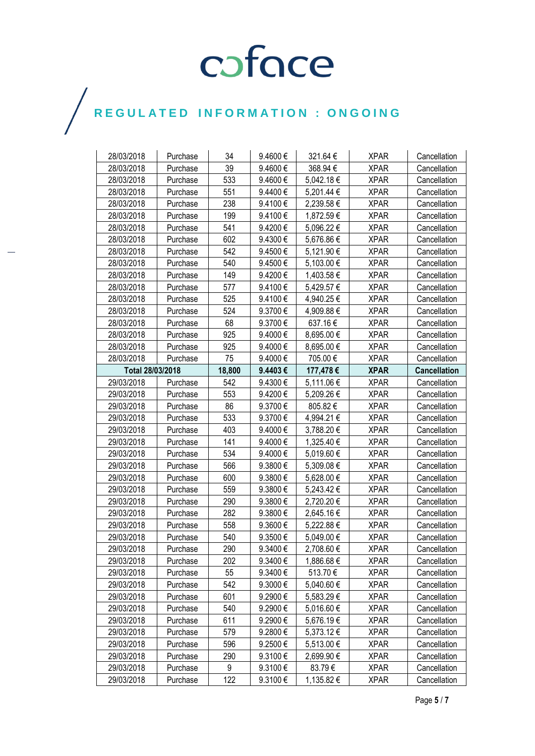# REGULATED INFORMATION : ONGOING

| 28/03/2018 | Purchase | 34 | 9.4600 € | 321.64 € | XPAR | Cancellation |
|---|---|---|---|---|---|---|
| 28/03/2018 | Purchase | 39 | 9.4600 € | 368.94 € | XPAR | Cancellation |
| 28/03/2018 | Purchase | 533 | 9.4600 € | 5,042.18 € | XPAR | Cancellation |
| 28/03/2018 | Purchase | 551 | 9.4400 € | 5,201.44 € | XPAR | Cancellation |
| 28/03/2018 | Purchase | 238 | 9.4100 € | 2,239.58 € | XPAR | Cancellation |
| 28/03/2018 | Purchase | 199 | 9.4100 € | 1,872.59 € | XPAR | Cancellation |
| 28/03/2018 | Purchase | 541 | 9.4200 € | 5,096.22 € | XPAR | Cancellation |
| 28/03/2018 | Purchase | 602 | 9.4300 € | 5,676.86 € | XPAR | Cancellation |
| 28/03/2018 | Purchase | 542 | 9.4500 € | 5,121.90 € | XPAR | Cancellation |
| 28/03/2018 | Purchase | 540 | 9.4500 € | 5,103.00 € | XPAR | Cancellation |
| 28/03/2018 | Purchase | 149 | 9.4200 € | 1,403.58 € | XPAR | Cancellation |
| 28/03/2018 | Purchase | 577 | 9.4100 € | 5,429.57 € | XPAR | Cancellation |
| 28/03/2018 | Purchase | 525 | 9.4100 € | 4,940.25 € | XPAR | Cancellation |
| 28/03/2018 | Purchase | 524 | 9.3700 € | 4,909.88 € | XPAR | Cancellation |
| 28/03/2018 | Purchase | 68 | 9.3700 € | 637.16 € | XPAR | Cancellation |
| 28/03/2018 | Purchase | 925 | 9.4000 € | 8,695.00 € | XPAR | Cancellation |
| 28/03/2018 | Purchase | 925 | 9.4000 € | 8,695.00 € | XPAR | Cancellation |
| 28/03/2018 | Purchase | 75 | 9.4000 € | 705.00 € | XPAR | Cancellation |
| **Total 28/03/2018** | | **18,800** | **9.4403 €** | **177,478 €** | **XPAR** | **Cancellation** |
| 29/03/2018 | Purchase | 542 | 9.4300 € | 5,111.06 € | XPAR | Cancellation |
| 29/03/2018 | Purchase | 553 | 9.4200 € | 5,209.26 € | XPAR | Cancellation |
| 29/03/2018 | Purchase | 86 | 9.3700 € | 805.82 € | XPAR | Cancellation |
| 29/03/2018 | Purchase | 533 | 9.3700 € | 4,994.21 € | XPAR | Cancellation |
| 29/03/2018 | Purchase | 403 | 9.4000 € | 3,788.20 € | XPAR | Cancellation |
| 29/03/2018 | Purchase | 141 | 9.4000 € | 1,325.40 € | XPAR | Cancellation |
| 29/03/2018 | Purchase | 534 | 9.4000 € | 5,019.60 € | XPAR | Cancellation |
| 29/03/2018 | Purchase | 566 | 9.3800 € | 5,309.08 € | XPAR | Cancellation |
| 29/03/2018 | Purchase | 600 | 9.3800 € | 5,628.00 € | XPAR | Cancellation |
| 29/03/2018 | Purchase | 559 | 9.3800 € | 5,243.42 € | XPAR | Cancellation |
| 29/03/2018 | Purchase | 290 | 9.3800 € | 2,720.20 € | XPAR | Cancellation |
| 29/03/2018 | Purchase | 282 | 9.3800 € | 2,645.16 € | XPAR | Cancellation |
| 29/03/2018 | Purchase | 558 | 9.3600 € | 5,222.88 € | XPAR | Cancellation |
| 29/03/2018 | Purchase | 540 | 9.3500 € | 5,049.00 € | XPAR | Cancellation |
| 29/03/2018 | Purchase | 290 | 9.3400 € | 2,708.60 € | XPAR | Cancellation |
| 29/03/2018 | Purchase | 202 | 9.3400 € | 1,886.68 € | XPAR | Cancellation |
| 29/03/2018 | Purchase | 55 | 9.3400 € | 513.70 € | XPAR | Cancellation |
| 29/03/2018 | Purchase | 542 | 9.3000 € | 5,040.60 € | XPAR | Cancellation |
| 29/03/2018 | Purchase | 601 | 9.2900 € | 5,583.29 € | XPAR | Cancellation |
| 29/03/2018 | Purchase | 540 | 9.2900 € | 5,016.60 € | XPAR | Cancellation |
| 29/03/2018 | Purchase | 611 | 9.2900 € | 5,676.19 € | XPAR | Cancellation |
| 29/03/2018 | Purchase | 579 | 9.2800 € | 5,373.12 € | XPAR | Cancellation |
| 29/03/2018 | Purchase | 596 | 9.2500 € | 5,513.00 € | XPAR | Cancellation |
| 29/03/2018 | Purchase | 290 | 9.3100 € | 2,699.90 € | XPAR | Cancellation |
| 29/03/2018 | Purchase | 9 | 9.3100 € | 83.79 € | XPAR | Cancellation |
| 29/03/2018 | Purchase | 122 | 9.3100 € | 1,135.82 € | XPAR | Cancellation |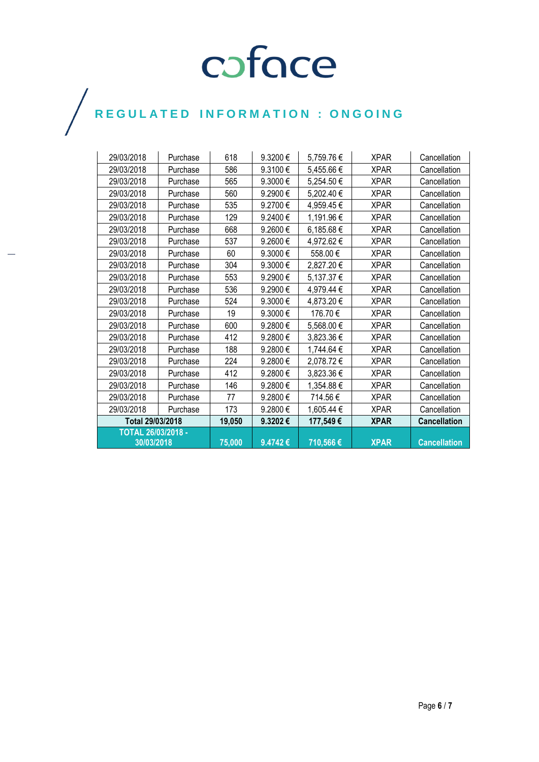# REGULATED INFORMATION : ONGOING

| | | | | | | |
|---|---|---|---|---|---|---|
| 29/03/2018 | Purchase | 618 | 9.3200 € | 5,759.76 € | XPAR | Cancellation |
| 29/03/2018 | Purchase | 586 | 9.3100 € | 5,455.66 € | XPAR | Cancellation |
| 29/03/2018 | Purchase | 565 | 9.3000 € | 5,254.50 € | XPAR | Cancellation |
| 29/03/2018 | Purchase | 560 | 9.2900 € | 5,202.40 € | XPAR | Cancellation |
| 29/03/2018 | Purchase | 535 | 9.2700 € | 4,959.45 € | XPAR | Cancellation |
| 29/03/2018 | Purchase | 129 | 9.2400 € | 1,191.96 € | XPAR | Cancellation |
| 29/03/2018 | Purchase | 668 | 9.2600 € | 6,185.68 € | XPAR | Cancellation |
| 29/03/2018 | Purchase | 537 | 9.2600 € | 4,972.62 € | XPAR | Cancellation |
| 29/03/2018 | Purchase | 60 | 9.3000 € | 558.00 € | XPAR | Cancellation |
| 29/03/2018 | Purchase | 304 | 9.3000 € | 2,827.20 € | XPAR | Cancellation |
| 29/03/2018 | Purchase | 553 | 9.2900 € | 5,137.37 € | XPAR | Cancellation |
| 29/03/2018 | Purchase | 536 | 9.2900 € | 4,979.44 € | XPAR | Cancellation |
| 29/03/2018 | Purchase | 524 | 9.3000 € | 4,873.20 € | XPAR | Cancellation |
| 29/03/2018 | Purchase | 19 | 9.3000 € | 176.70 € | XPAR | Cancellation |
| 29/03/2018 | Purchase | 600 | 9.2800 € | 5,568.00 € | XPAR | Cancellation |
| 29/03/2018 | Purchase | 412 | 9.2800 € | 3,823.36 € | XPAR | Cancellation |
| 29/03/2018 | Purchase | 188 | 9.2800 € | 1,744.64 € | XPAR | Cancellation |
| 29/03/2018 | Purchase | 224 | 9.2800 € | 2,078.72 € | XPAR | Cancellation |
| 29/03/2018 | Purchase | 412 | 9.2800 € | 3,823.36 € | XPAR | Cancellation |
| 29/03/2018 | Purchase | 146 | 9.2800 € | 1,354.88 € | XPAR | Cancellation |
| 29/03/2018 | Purchase | 77 | 9.2800 € | 714.56 € | XPAR | Cancellation |
| 29/03/2018 | Purchase | 173 | 9.2800 € | 1,605.44 € | XPAR | Cancellation |
| **Total 29/03/2018** | | **19,050** | **9.3202 €** | **177,549 €** | **XPAR** | **Cancellation** |
| **TOTAL 26/03/2018 - 30/03/2018** | | **75,000** | **9.4742 €** | **710,566 €** | **XPAR** | **Cancellation** |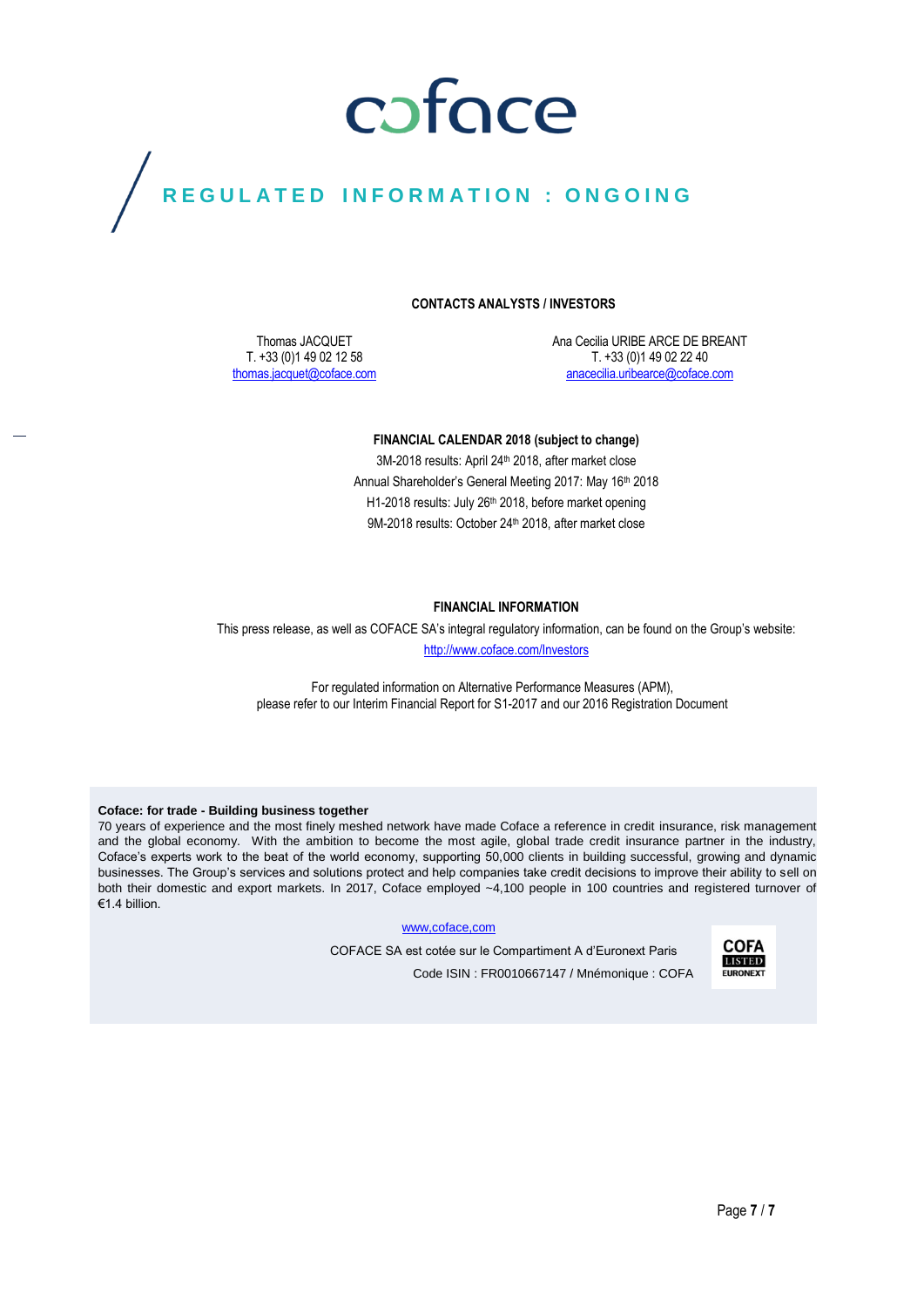# coface

## REGULATED INFORMATION : ONGOING

**CONTACTS ANALYSTS / INVESTORS**

Thomas JACQUET
T. +33 (0)1 49 02 12 58
thomas.jacquet@coface.com

Ana Cecilia URIBE ARCE DE BREANT
T. +33 (0)1 49 02 22 40
anacecilia.uribearce@coface.com

**FINANCIAL CALENDAR 2018 (subject to change)**

3M-2018 results: April 24th 2018, after market close
Annual Shareholder's General Meeting 2017: May 16th 2018
H1-2018 results: July 26th 2018, before market opening
9M-2018 results: October 24th 2018, after market close

**FINANCIAL INFORMATION**

This press release, as well as COFACE SA's integral regulatory information, can be found on the Group's website:
http://www.coface.com/Investors

For regulated information on Alternative Performance Measures (APM),
please refer to our Interim Financial Report for S1-2017 and our 2016 Registration Document

**Coface: for trade - Building business together**

70 years of experience and the most finely meshed network have made Coface a reference in credit insurance, risk management and the global economy. With the ambition to become the most agile, global trade credit insurance partner in the industry, Coface's experts work to the beat of the world economy, supporting 50,000 clients in building successful, growing and dynamic businesses. The Group's services and solutions protect and help companies take credit decisions to improve their ability to sell on both their domestic and export markets. In 2017, Coface employed ~4,100 people in 100 countries and registered turnover of €1.4 billion.

www,coface,com

COFACE SA est cotée sur le Compartiment A d'Euronext Paris
Code ISIN : FR0010667147 / Mnémonique : COFA

COFA LISTED EURONEXT